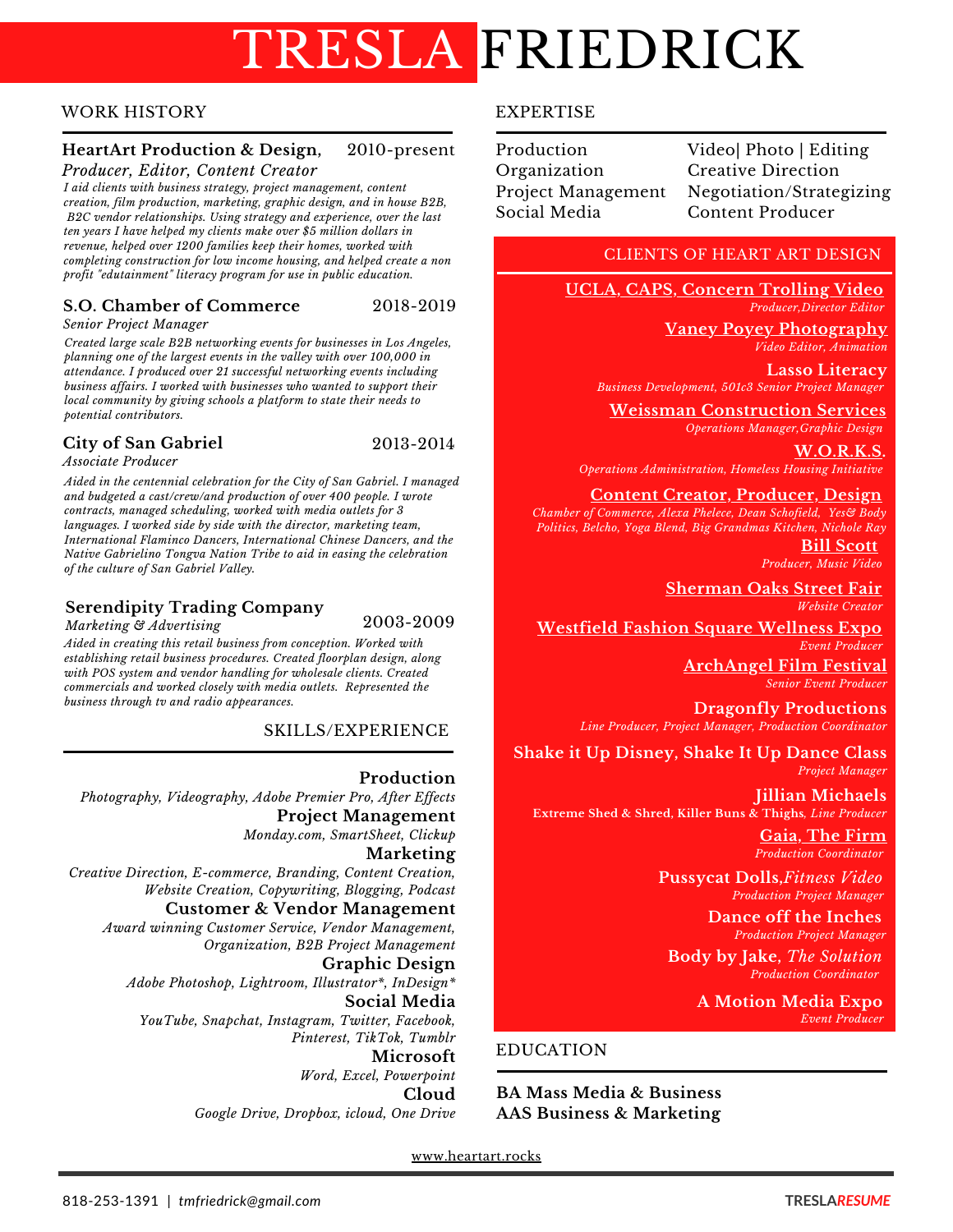# TRESLA FRIEDRICK

## WORK HISTORY

**HeartArt Production & Design,** 2010-present
*Producer, Editor, Content Creator*
*I aid clients with business strategy, project management, content creation, film production, marketing, graphic design, and in house B2B, B2C vendor relationships. Using strategy and experience, over the last ten years I have helped my clients make over $5 million dollars in revenue, helped over 1200 families keep their homes, worked with completing construction for low income housing, and helped create a non profit "edutainment" literacy program for use in public education.*

**S.O. Chamber of Commerce** 2018-2019
*Senior Project Manager*
*Created large scale B2B networking events for businesses in Los Angeles, planning one of the largest events in the valley with over 100,000 in attendance. I produced over 21 successful networking events including business affairs. I worked with businesses who wanted to support their local community by giving schools a platform to state their needs to potential contributors.*

**City of San Gabriel** 2013-2014
*Associate Producer*
*Aided in the centennial celebration for the City of San Gabriel. I managed and budgeted a cast/crew/and production of over 400 people. I wrote contracts, managed scheduling, worked with media outlets for 3 languages. I worked side by side with the director, marketing team, International Flaminco Dancers, International Chinese Dancers, and the Native Gabrielino Tongva Nation Tribe to aid in easing the celebration of the culture of San Gabriel Valley.*

**Serendipity Trading Company** 2003-2009
*Marketing & Advertising*
*Aided in creating this retail business from conception. Worked with establishing retail business procedures. Created floorplan design, along with POS system and vendor handling for wholesale clients. Created commercials and worked closely with media outlets. Represented the business through tv and radio appearances.*

## SKILLS/EXPERIENCE

**Production**
*Photography, Videography, Adobe Premier Pro, After Effects*

**Project Management**
*Monday.com, SmartSheet, Clickup*

**Marketing**
*Creative Direction, E-commerce, Branding, Content Creation, Website Creation, Copywriting, Blogging, Podcast*

**Customer & Vendor Management**
*Award winning Customer Service, Vendor Management, Organization, B2B Project Management*

**Graphic Design**
*Adobe Photoshop, Lightroom, Illustrator*, InDesign**

**Social Media**
*YouTube, Snapchat, Instagram, Twitter, Facebook, Pinterest, TikTok, Tumblr*

**Microsoft**
*Word, Excel, Powerpoint*

**Cloud**
*Google Drive, Dropbox, icloud, One Drive*

## EXPERTISE

- Production
- Organization
- Project Management
- Social Media
- Video| Photo | Editing
- Creative Direction
- Negotiation/Strategizing
- Content Producer

## CLIENTS OF HEART ART DESIGN

**UCLA, CAPS, Concern Trolling Video**
*Producer,Director Editor*

**Vaney Poyey Photography**
*Video Editor, Animation*

**Lasso Literacy**
*Business Development, 501c3 Senior Project Manager*

**Weissman Construction Services**
*Operations Manager,Graphic Design*

**W.O.R.K.S.**
*Operations Administration, Homeless Housing Initiative*

**Content Creator, Producer, Design**
*Chamber of Commerce, Alexa Phelece, Dean Schofield, Yes& Body Politics, Belcho, Yoga Blend, Big Grandmas Kitchen, Nichole Ray*

**Bill Scott**
*Producer, Music Video*

**Sherman Oaks Street Fair**
*Website Creator*

**Westfield Fashion Square Wellness Expo**
*Event Producer*

**ArchAngel Film Festival**
*Senior Event Producer*

**Dragonfly Productions**
*Line Producer, Project Manager, Production Coordinator*

**Shake it Up Disney, Shake It Up Dance Class**
*Project Manager*

**Jillian Michaels**
**Extreme Shed & Shred, Killer Buns & Thighs***, Line Producer*

**Gaia, The Firm**
*Production Coordinator*

**Pussycat Dolls,***Fitness Video*
*Production Project Manager*

**Dance off the Inches**
*Production Project Manager*

**Body by Jake**, *The Solution*
*Production Coordinator*

**A Motion Media Expo**
*Event Producer*

## EDUCATION

**BA Mass Media & Business**
**AAS Business & Marketing**

www.heartart.rocks

818-253-1391 | tmfriedrick@gmail.com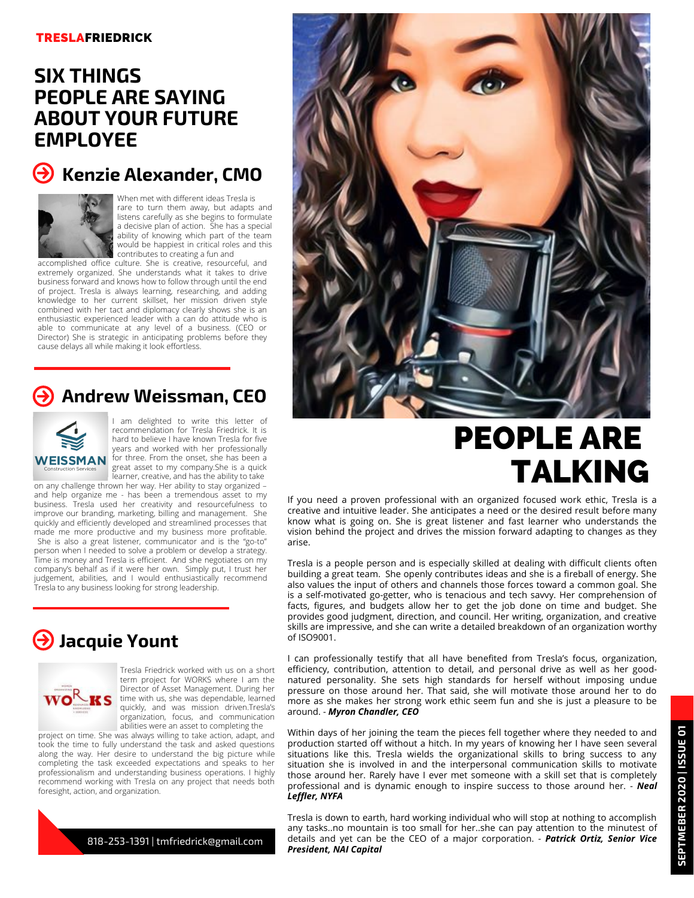**TRESLA FRIEDRICK**

# SIX THINGS PEOPLE ARE SAYING ABOUT YOUR FUTURE EMPLOYEE

## Kenzie Alexander, CMO

When met with different ideas Tresla is rare to turn them away, but adapts and listens carefully as she begins to formulate a decisive plan of action. She has a special ability of knowing which part of the team would be happiest in critical roles and this contributes to creating a fun and accomplished office culture. She is creative, resourceful, and extremely organized. She understands what it takes to drive business forward and knows how to follow through until the end of project. Tresla is always learning, researching, and adding knowledge to her current skillset, her mission driven style combined with her tact and diplomacy clearly shows she is an enthusiastic experienced leader with a can do attitude who is able to communicate at any level of a business. (CEO or Director) She is strategic in anticipating problems before they cause delays all while making it look effortless.

## Andrew Weissman, CEO

WEISSMAN Construction Services

I am delighted to write this letter of recommendation for Tresla Friedrick. It is hard to believe I have known Tresla for five years and worked with her professionally for three. From the onset, she has been a great asset to my company.She is a quick learner, creative, and has the ability to take on any challenge thrown her way. Her ability to stay organized – and help organize me - has been a tremendous asset to my business. Tresla used her creativity and resourcefulness to improve our branding, marketing, billing and management. She quickly and efficiently developed and streamlined processes that made me more productive and my business more profitable. She is also a great listener, communicator and is the "go-to" person when I needed to solve a problem or develop a strategy. Time is money and Tresla is efficient. And she negotiates on my company's behalf as if it were her own. Simply put, I trust her judgement, abilities, and I would enthusiastically recommend Tresla to any business looking for strong leadership.

## Jacquie Yount

Tresla Friedrick worked with us on a short term project for WORKS where I am the Director of Asset Management. During her time with us, she was dependable, learned quickly, and was mission driven.Tresla's organization, focus, and communication abilities were an asset to completing the project on time. She was always willing to take action, adapt, and took the time to fully understand the task and asked questions along the way. Her desire to understand the big picture while completing the task exceeded expectations and speaks to her professionalism and understanding business operations. I highly recommend working with Tresla on any project that needs both foresight, action, and organization.

818-253-1391 | tmfriedrick@gmail.com

# PEOPLE ARE TALKING

If you need a proven professional with an organized focused work ethic, Tresla is a creative and intuitive leader. She anticipates a need or the desired result before many know what is going on. She is great listener and fast learner who understands the vision behind the project and drives the mission forward adapting to changes as they arise.

Tresla is a people person and is especially skilled at dealing with difficult clients often building a great team. She openly contributes ideas and she is a fireball of energy. She also values the input of others and channels those forces toward a common goal. She is a self-motivated go-getter, who is tenacious and tech savvy. Her comprehension of facts, figures, and budgets allow her to get the job done on time and budget. She provides good judgment, direction, and council. Her writing, organization, and creative skills are impressive, and she can write a detailed breakdown of an organization worthy of ISO9001.

I can professionally testify that all have benefited from Tresla's focus, organization, efficiency, contribution, attention to detail, and personal drive as well as her good-natured personality. She sets high standards for herself without imposing undue pressure on those around her. That said, she will motivate those around her to do more as she makes her strong work ethic seem fun and she is just a pleasure to be around. - ***Myron Chandler, CEO***

Within days of her joining the team the pieces fell together where they needed to and production started off without a hitch. In my years of knowing her I have seen several situations like this. Tresla wields the organizational skills to bring success to any situation she is involved in and the interpersonal communication skills to motivate those around her. Rarely have I ever met someone with a skill set that is completely professional and is dynamic enough to inspire success to those around her. - ***Neal Leffler, NYFA***

Tresla is down to earth, hard working individual who will stop at nothing to accomplish any tasks..no mountain is too small for her..she can pay attention to the minutest of details and yet can be the CEO of a major corporation. - ***Patrick Ortiz, Senior Vice President, NAI Capital***